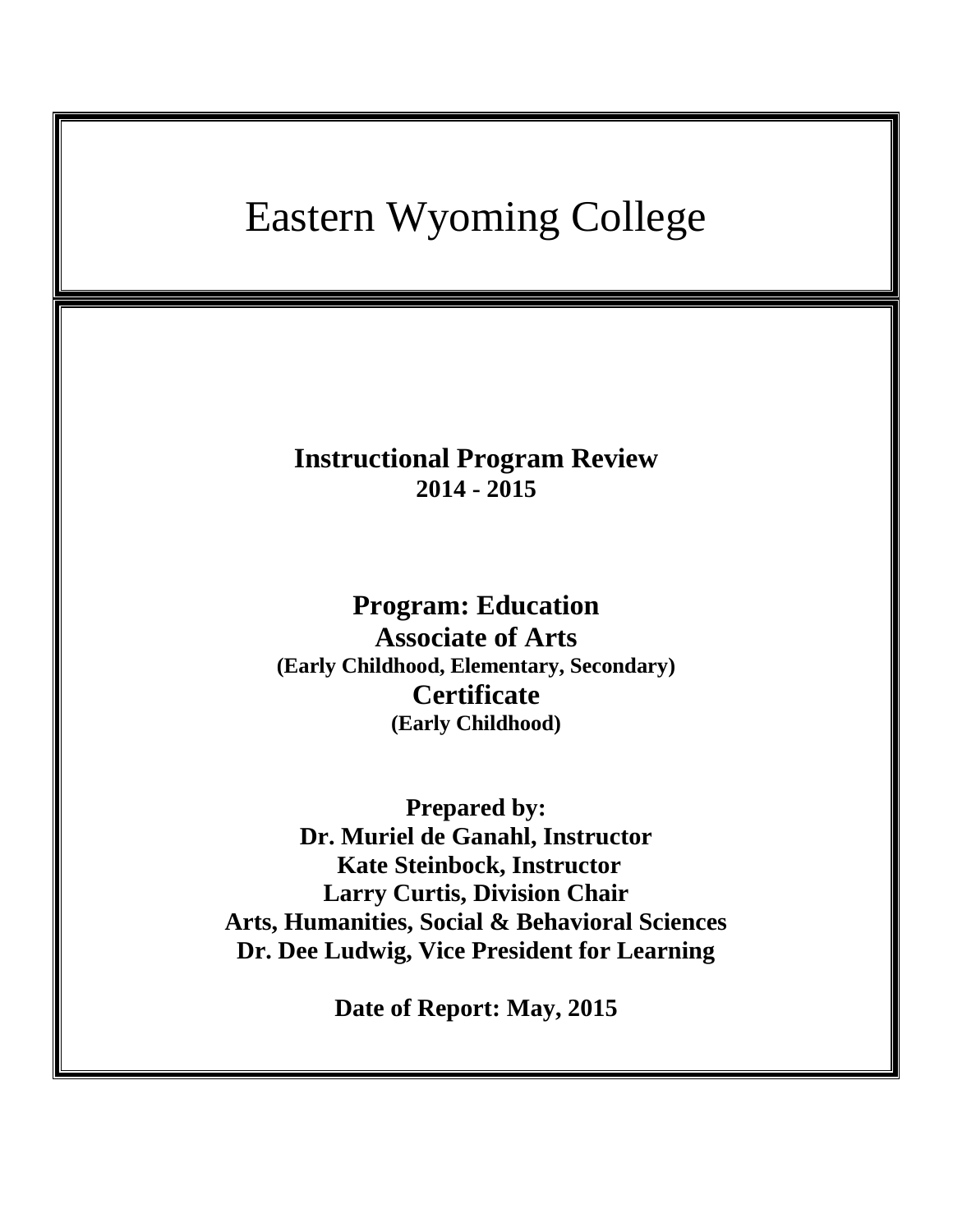# Eastern Wyoming College

**Instructional Program Review**
**2014 - 2015**

**Program: Education**
**Associate of Arts**
**(Early Childhood, Elementary, Secondary)**
**Certificate**
**(Early Childhood)**

**Prepared by:**
**Dr. Muriel de Ganahl, Instructor**
**Kate Steinbock, Instructor**
**Larry Curtis, Division Chair**
**Arts, Humanities, Social & Behavioral Sciences**
**Dr. Dee Ludwig, Vice President for Learning**

**Date of Report: May, 2015**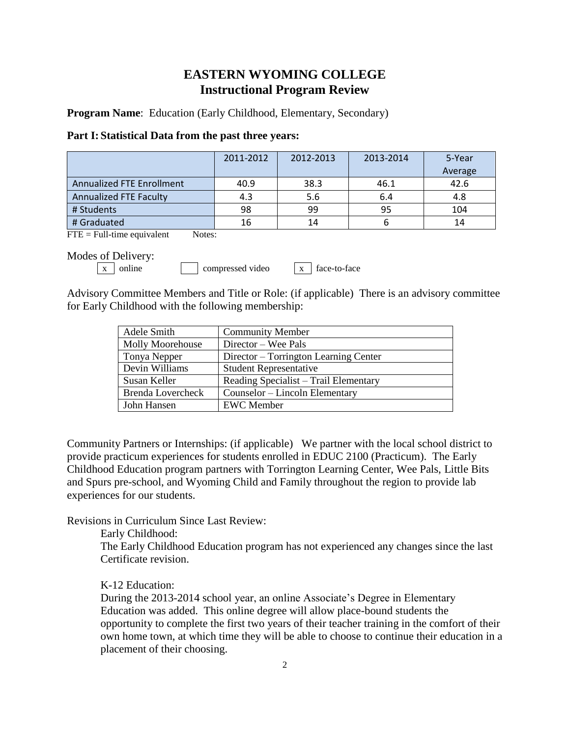# EASTERN WYOMING COLLEGE
## Instructional Program Review

**Program Name**: Education (Early Childhood, Elementary, Secondary)

**Part I: Statistical Data from the past three years:**

| | 2011-2012 | 2012-2013 | 2013-2014 | 5-Year Average |
|---|---|---|---|---|
| Annualized FTE Enrollment | 40.9 | 38.3 | 46.1 | 42.6 |
| Annualized FTE Faculty | 4.3 | 5.6 | 6.4 | 4.8 |
| # Students | 98 | 99 | 95 | 104 |
| # Graduated | 16 | 14 | 6 | 14 |

FTE = Full-time equivalent    Notes:

Modes of Delivery:

[x] online    [ ] compressed video    [x] face-to-face

Advisory Committee Members and Title or Role: (if applicable) There is an advisory committee for Early Childhood with the following membership:

| Adele Smith | Community Member |
|---|---|
| Molly Moorehouse | Director – Wee Pals |
| Tonya Nepper | Director – Torrington Learning Center |
| Devin Williams | Student Representative |
| Susan Keller | Reading Specialist – Trail Elementary |
| Brenda Lovercheck | Counselor – Lincoln Elementary |
| John Hansen | EWC Member |

Community Partners or Internships: (if applicable) We partner with the local school district to provide practicum experiences for students enrolled in EDUC 2100 (Practicum). The Early Childhood Education program partners with Torrington Learning Center, Wee Pals, Little Bits and Spurs pre-school, and Wyoming Child and Family throughout the region to provide lab experiences for our students.

Revisions in Curriculum Since Last Review:

Early Childhood:

The Early Childhood Education program has not experienced any changes since the last Certificate revision.

K-12 Education:

During the 2013-2014 school year, an online Associate's Degree in Elementary Education was added. This online degree will allow place-bound students the opportunity to complete the first two years of their teacher training in the comfort of their own home town, at which time they will be able to choose to continue their education in a placement of their choosing.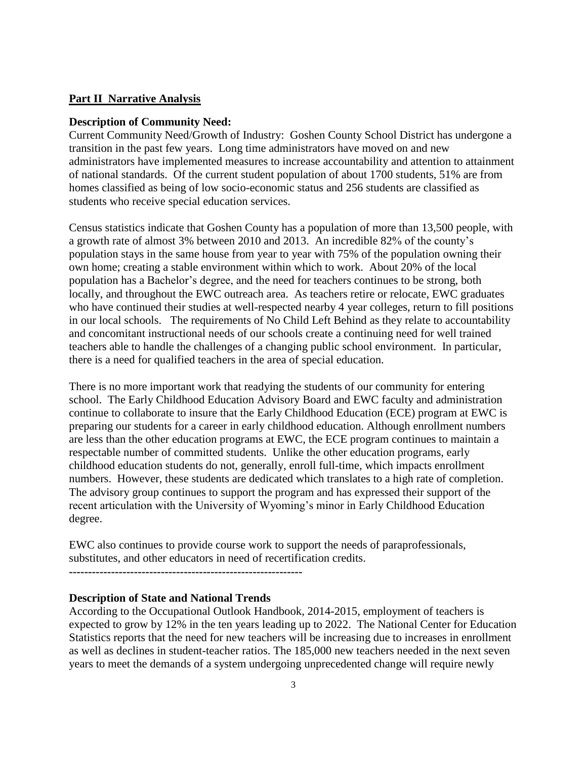## Part II Narrative Analysis

**Description of Community Need:**

Current Community Need/Growth of Industry: Goshen County School District has undergone a transition in the past few years. Long time administrators have moved on and new administrators have implemented measures to increase accountability and attention to attainment of national standards. Of the current student population of about 1700 students, 51% are from homes classified as being of low socio-economic status and 256 students are classified as students who receive special education services.

Census statistics indicate that Goshen County has a population of more than 13,500 people, with a growth rate of almost 3% between 2010 and 2013. An incredible 82% of the county's population stays in the same house from year to year with 75% of the population owning their own home; creating a stable environment within which to work. About 20% of the local population has a Bachelor's degree, and the need for teachers continues to be strong, both locally, and throughout the EWC outreach area. As teachers retire or relocate, EWC graduates who have continued their studies at well-respected nearby 4 year colleges, return to fill positions in our local schools. The requirements of No Child Left Behind as they relate to accountability and concomitant instructional needs of our schools create a continuing need for well trained teachers able to handle the challenges of a changing public school environment. In particular, there is a need for qualified teachers in the area of special education.

There is no more important work that readying the students of our community for entering school. The Early Childhood Education Advisory Board and EWC faculty and administration continue to collaborate to insure that the Early Childhood Education (ECE) program at EWC is preparing our students for a career in early childhood education. Although enrollment numbers are less than the other education programs at EWC, the ECE program continues to maintain a respectable number of committed students. Unlike the other education programs, early childhood education students do not, generally, enroll full-time, which impacts enrollment numbers. However, these students are dedicated which translates to a high rate of completion. The advisory group continues to support the program and has expressed their support of the recent articulation with the University of Wyoming's minor in Early Childhood Education degree.

EWC also continues to provide course work to support the needs of paraprofessionals, substitutes, and other educators in need of recertification credits.

------------------------------------------------------------

**Description of State and National Trends**

According to the Occupational Outlook Handbook, 2014-2015, employment of teachers is expected to grow by 12% in the ten years leading up to 2022. The National Center for Education Statistics reports that the need for new teachers will be increasing due to increases in enrollment as well as declines in student-teacher ratios. The 185,000 new teachers needed in the next seven years to meet the demands of a system undergoing unprecedented change will require newly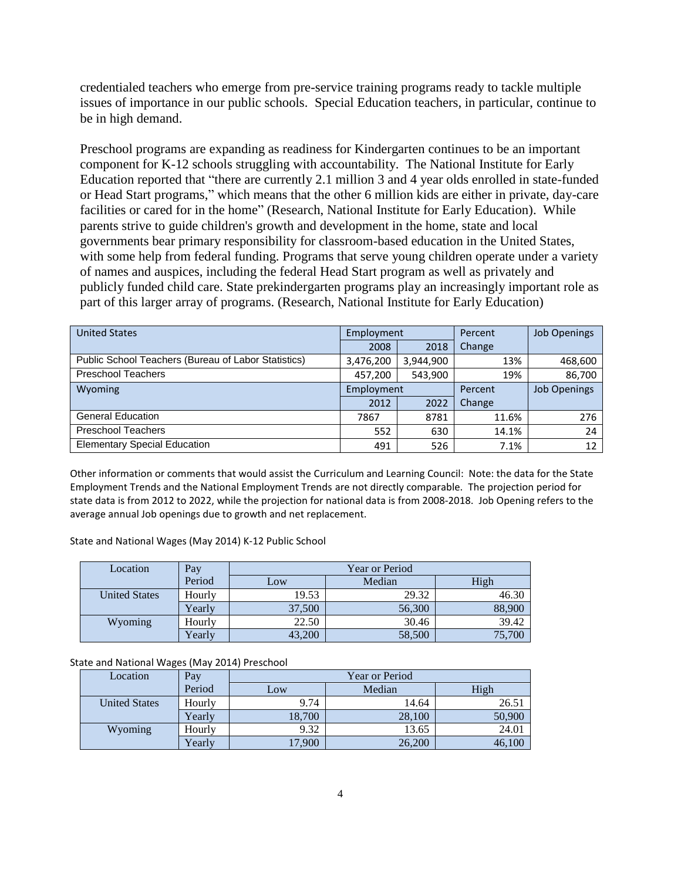credentialed teachers who emerge from pre-service training programs ready to tackle multiple issues of importance in our public schools. Special Education teachers, in particular, continue to be in high demand.

Preschool programs are expanding as readiness for Kindergarten continues to be an important component for K-12 schools struggling with accountability. The National Institute for Early Education reported that "there are currently 2.1 million 3 and 4 year olds enrolled in state-funded or Head Start programs," which means that the other 6 million kids are either in private, day-care facilities or cared for in the home" (Research, National Institute for Early Education). While parents strive to guide children's growth and development in the home, state and local governments bear primary responsibility for classroom-based education in the United States, with some help from federal funding. Programs that serve young children operate under a variety of names and auspices, including the federal Head Start program as well as privately and publicly funded child care. State prekindergarten programs play an increasingly important role as part of this larger array of programs. (Research, National Institute for Early Education)

| United States | Employment | | Percent | Job Openings |
|---|---|---|---|---|
| | 2008 | 2018 | Change | |
| Public School Teachers (Bureau of Labor Statistics) | 3,476,200 | 3,944,900 | 13% | 468,600 |
| Preschool Teachers | 457,200 | 543,900 | 19% | 86,700 |
| **Wyoming** | **Employment** | | **Percent** | **Job Openings** |
| | 2012 | 2022 | Change | |
| General Education | 7867 | 8781 | 11.6% | 276 |
| Preschool Teachers | 552 | 630 | 14.1% | 24 |
| Elementary Special Education | 491 | 526 | 7.1% | 12 |

Other information or comments that would assist the Curriculum and Learning Council: Note: the data for the State Employment Trends and the National Employment Trends are not directly comparable. The projection period for state data is from 2012 to 2022, while the projection for national data is from 2008-2018. Job Opening refers to the average annual Job openings due to growth and net replacement.

State and National Wages (May 2014) K-12 Public School

| Location | Pay Period | Year or Period | | |
|---|---|---|---|---|
| | | Low | Median | High |
| United States | Hourly | 19.53 | 29.32 | 46.30 |
| | Yearly | 37,500 | 56,300 | 88,900 |
| Wyoming | Hourly | 22.50 | 30.46 | 39.42 |
| | Yearly | 43,200 | 58,500 | 75,700 |

State and National Wages (May 2014) Preschool

| Location | Pay Period | Year or Period | | |
|---|---|---|---|---|
| | | Low | Median | High |
| United States | Hourly | 9.74 | 14.64 | 26.51 |
| | Yearly | 18,700 | 28,100 | 50,900 |
| Wyoming | Hourly | 9.32 | 13.65 | 24.01 |
| | Yearly | 17,900 | 26,200 | 46,100 |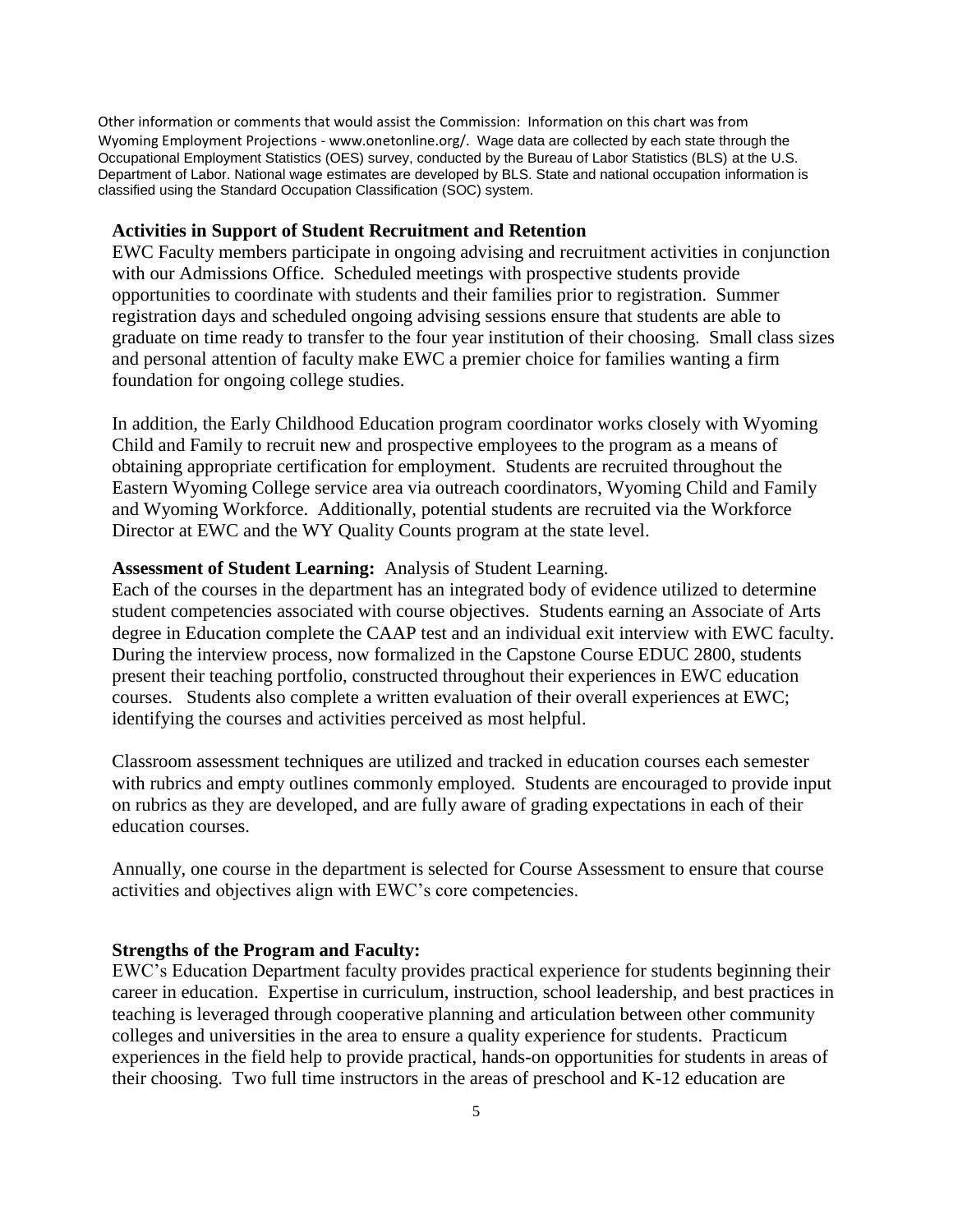Other information or comments that would assist the Commission: Information on this chart was from Wyoming Employment Projections - www.onetonline.org/. Wage data are collected by each state through the Occupational Employment Statistics (OES) survey, conducted by the Bureau of Labor Statistics (BLS) at the U.S. Department of Labor. National wage estimates are developed by BLS. State and national occupation information is classified using the Standard Occupation Classification (SOC) system.

**Activities in Support of Student Recruitment and Retention**

EWC Faculty members participate in ongoing advising and recruitment activities in conjunction with our Admissions Office. Scheduled meetings with prospective students provide opportunities to coordinate with students and their families prior to registration. Summer registration days and scheduled ongoing advising sessions ensure that students are able to graduate on time ready to transfer to the four year institution of their choosing. Small class sizes and personal attention of faculty make EWC a premier choice for families wanting a firm foundation for ongoing college studies.

In addition, the Early Childhood Education program coordinator works closely with Wyoming Child and Family to recruit new and prospective employees to the program as a means of obtaining appropriate certification for employment. Students are recruited throughout the Eastern Wyoming College service area via outreach coordinators, Wyoming Child and Family and Wyoming Workforce. Additionally, potential students are recruited via the Workforce Director at EWC and the WY Quality Counts program at the state level.

**Assessment of Student Learning:** Analysis of Student Learning.

Each of the courses in the department has an integrated body of evidence utilized to determine student competencies associated with course objectives. Students earning an Associate of Arts degree in Education complete the CAAP test and an individual exit interview with EWC faculty. During the interview process, now formalized in the Capstone Course EDUC 2800, students present their teaching portfolio, constructed throughout their experiences in EWC education courses. Students also complete a written evaluation of their overall experiences at EWC; identifying the courses and activities perceived as most helpful.

Classroom assessment techniques are utilized and tracked in education courses each semester with rubrics and empty outlines commonly employed. Students are encouraged to provide input on rubrics as they are developed, and are fully aware of grading expectations in each of their education courses.

Annually, one course in the department is selected for Course Assessment to ensure that course activities and objectives align with EWC's core competencies.

**Strengths of the Program and Faculty:**

EWC's Education Department faculty provides practical experience for students beginning their career in education. Expertise in curriculum, instruction, school leadership, and best practices in teaching is leveraged through cooperative planning and articulation between other community colleges and universities in the area to ensure a quality experience for students. Practicum experiences in the field help to provide practical, hands-on opportunities for students in areas of their choosing. Two full time instructors in the areas of preschool and K-12 education are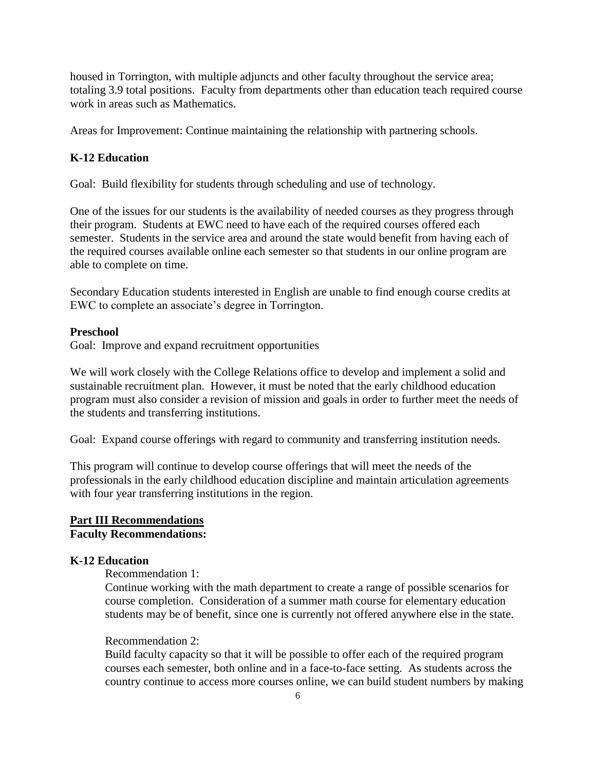housed in Torrington, with multiple adjuncts and other faculty throughout the service area; totaling 3.9 total positions. Faculty from departments other than education teach required course work in areas such as Mathematics.

Areas for Improvement: Continue maintaining the relationship with partnering schools.

**K-12 Education**

Goal: Build flexibility for students through scheduling and use of technology.

One of the issues for our students is the availability of needed courses as they progress through their program. Students at EWC need to have each of the required courses offered each semester. Students in the service area and around the state would benefit from having each of the required courses available online each semester so that students in our online program are able to complete on time.

Secondary Education students interested in English are unable to find enough course credits at EWC to complete an associate's degree in Torrington.

**Preschool**

Goal: Improve and expand recruitment opportunities

We will work closely with the College Relations office to develop and implement a solid and sustainable recruitment plan. However, it must be noted that the early childhood education program must also consider a revision of mission and goals in order to further meet the needs of the students and transferring institutions.

Goal: Expand course offerings with regard to community and transferring institution needs.

This program will continue to develop course offerings that will meet the needs of the professionals in the early childhood education discipline and maintain articulation agreements with four year transferring institutions in the region.

## Part III Recommendations

**Faculty Recommendations:**

**K-12 Education**

Recommendation 1:
Continue working with the math department to create a range of possible scenarios for course completion. Consideration of a summer math course for elementary education students may be of benefit, since one is currently not offered anywhere else in the state.

Recommendation 2:
Build faculty capacity so that it will be possible to offer each of the required program courses each semester, both online and in a face-to-face setting. As students across the country continue to access more courses online, we can build student numbers by making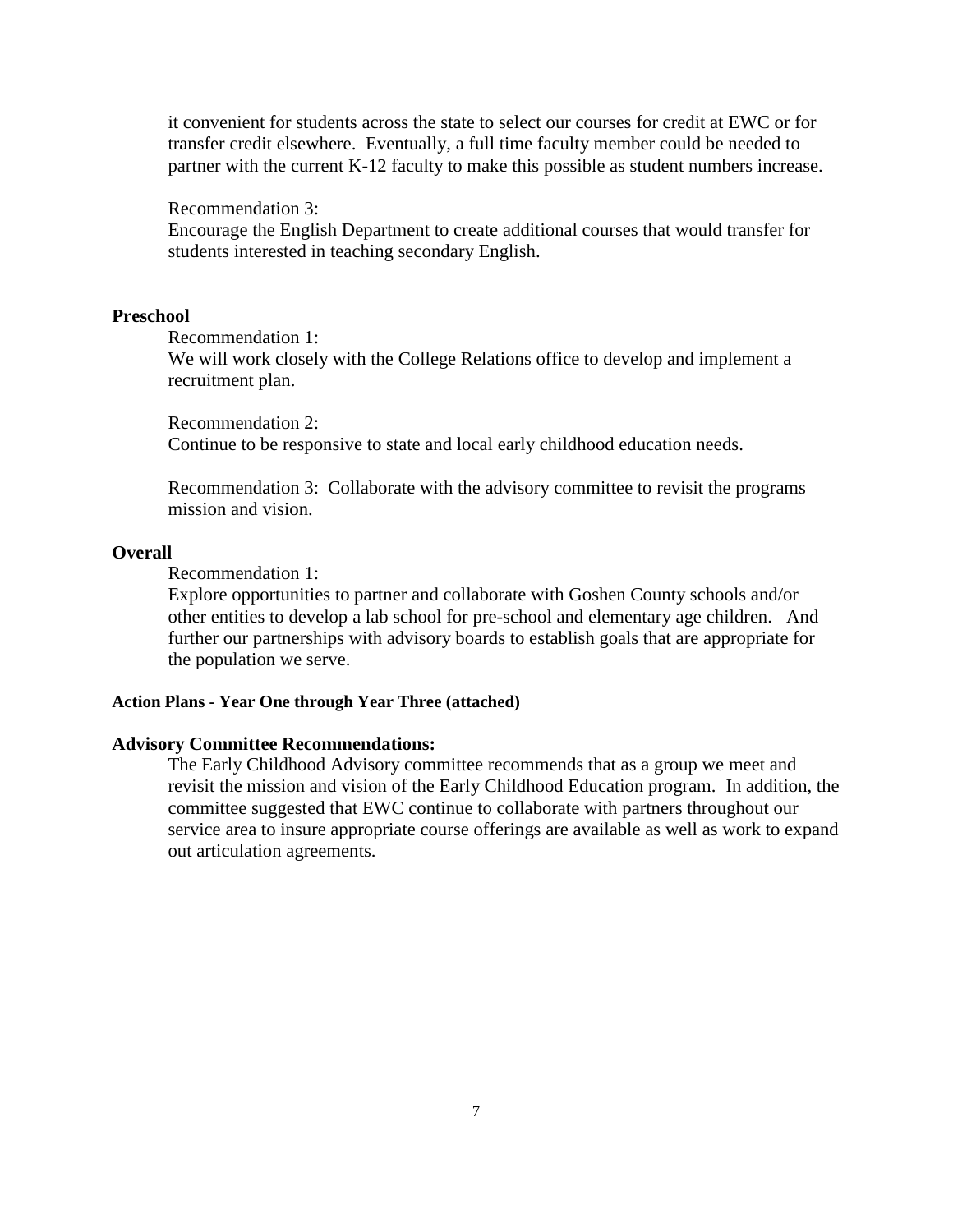it convenient for students across the state to select our courses for credit at EWC or for transfer credit elsewhere. Eventually, a full time faculty member could be needed to partner with the current K-12 faculty to make this possible as student numbers increase.

Recommendation 3:
Encourage the English Department to create additional courses that would transfer for students interested in teaching secondary English.

**Preschool**

Recommendation 1:
We will work closely with the College Relations office to develop and implement a recruitment plan.

Recommendation 2:
Continue to be responsive to state and local early childhood education needs.

Recommendation 3: Collaborate with the advisory committee to revisit the programs mission and vision.

**Overall**

Recommendation 1:
Explore opportunities to partner and collaborate with Goshen County schools and/or other entities to develop a lab school for pre-school and elementary age children. And further our partnerships with advisory boards to establish goals that are appropriate for the population we serve.

**Action Plans - Year One through Year Three (attached)**

**Advisory Committee Recommendations:**

The Early Childhood Advisory committee recommends that as a group we meet and revisit the mission and vision of the Early Childhood Education program. In addition, the committee suggested that EWC continue to collaborate with partners throughout our service area to insure appropriate course offerings are available as well as work to expand out articulation agreements.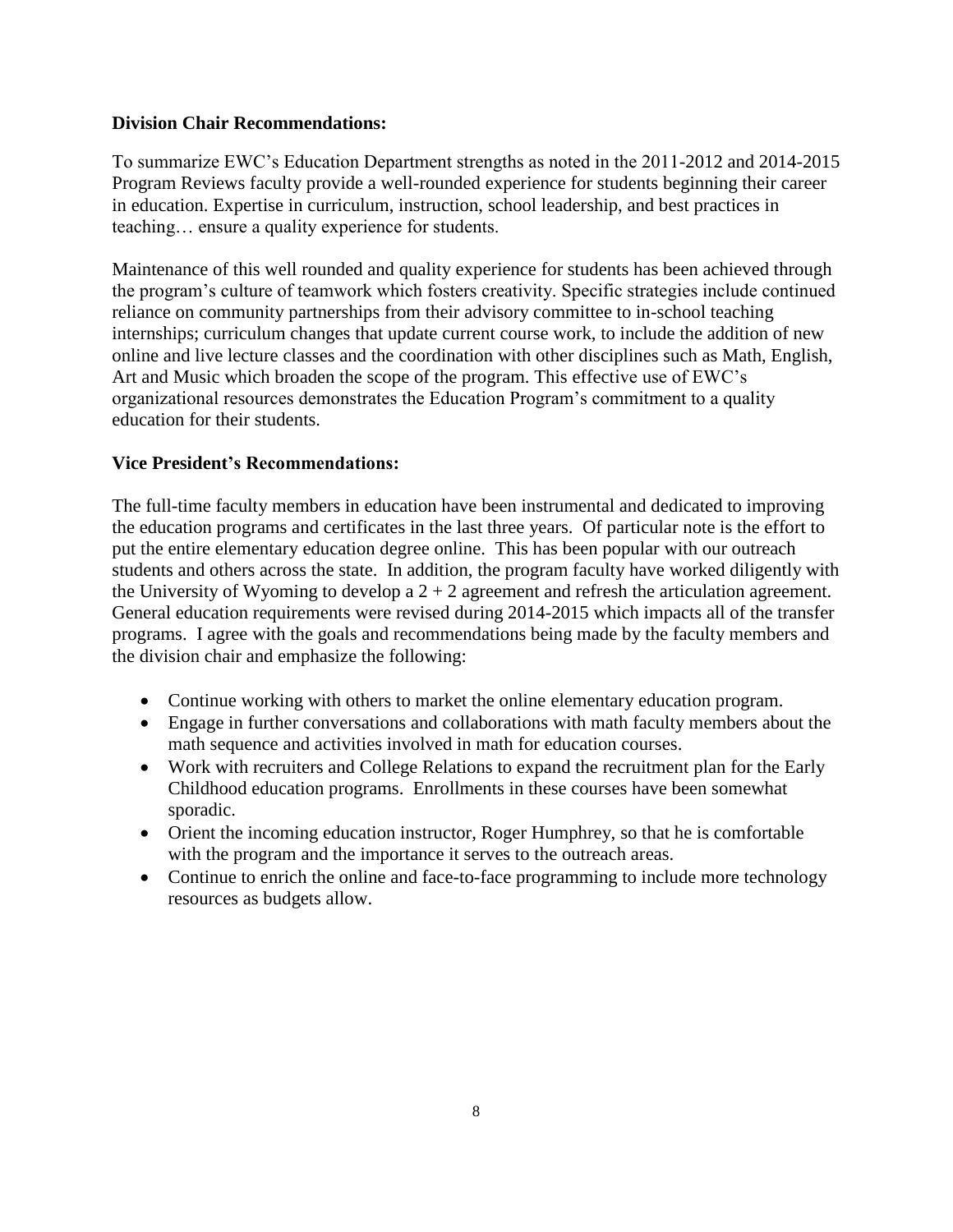**Division Chair Recommendations:**

To summarize EWC's Education Department strengths as noted in the 2011-2012 and 2014-2015 Program Reviews faculty provide a well-rounded experience for students beginning their career in education. Expertise in curriculum, instruction, school leadership, and best practices in teaching… ensure a quality experience for students.

Maintenance of this well rounded and quality experience for students has been achieved through the program's culture of teamwork which fosters creativity. Specific strategies include continued reliance on community partnerships from their advisory committee to in-school teaching internships; curriculum changes that update current course work, to include the addition of new online and live lecture classes and the coordination with other disciplines such as Math, English, Art and Music which broaden the scope of the program. This effective use of EWC's organizational resources demonstrates the Education Program's commitment to a quality education for their students.

**Vice President's Recommendations:**

The full-time faculty members in education have been instrumental and dedicated to improving the education programs and certificates in the last three years. Of particular note is the effort to put the entire elementary education degree online. This has been popular with our outreach students and others across the state. In addition, the program faculty have worked diligently with the University of Wyoming to develop a 2 + 2 agreement and refresh the articulation agreement. General education requirements were revised during 2014-2015 which impacts all of the transfer programs. I agree with the goals and recommendations being made by the faculty members and the division chair and emphasize the following:

- Continue working with others to market the online elementary education program.
- Engage in further conversations and collaborations with math faculty members about the math sequence and activities involved in math for education courses.
- Work with recruiters and College Relations to expand the recruitment plan for the Early Childhood education programs. Enrollments in these courses have been somewhat sporadic.
- Orient the incoming education instructor, Roger Humphrey, so that he is comfortable with the program and the importance it serves to the outreach areas.
- Continue to enrich the online and face-to-face programming to include more technology resources as budgets allow.